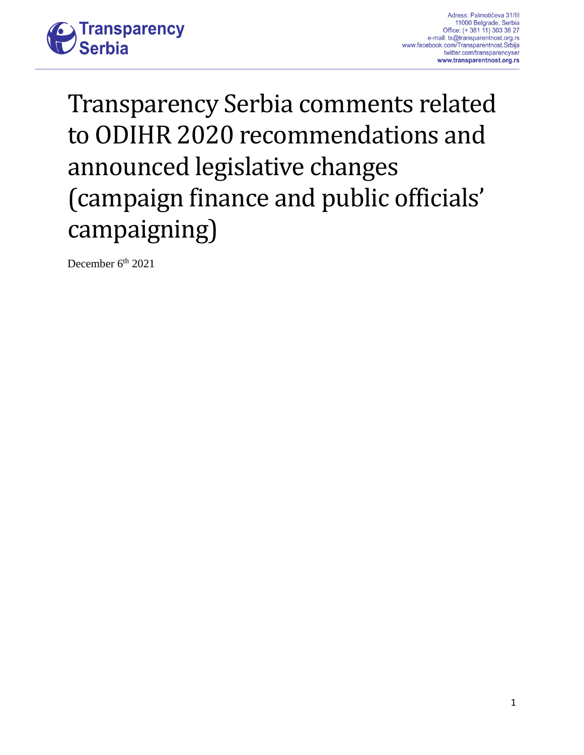Adress: Palmotićeva 31/III
11000 Belgrade, Serbia
Office: (+ 381 11) 303 38 27
e-mail: ts@transparentnost.org.rs
www.facebook.com/Transparentnost.Srbija
twitter.com/transparencyser
**www.transparentnost.org.rs**

# Transparency Serbia comments related to ODIHR 2020 recommendations and announced legislative changes (campaign finance and public officials' campaigning)

December 6th 2021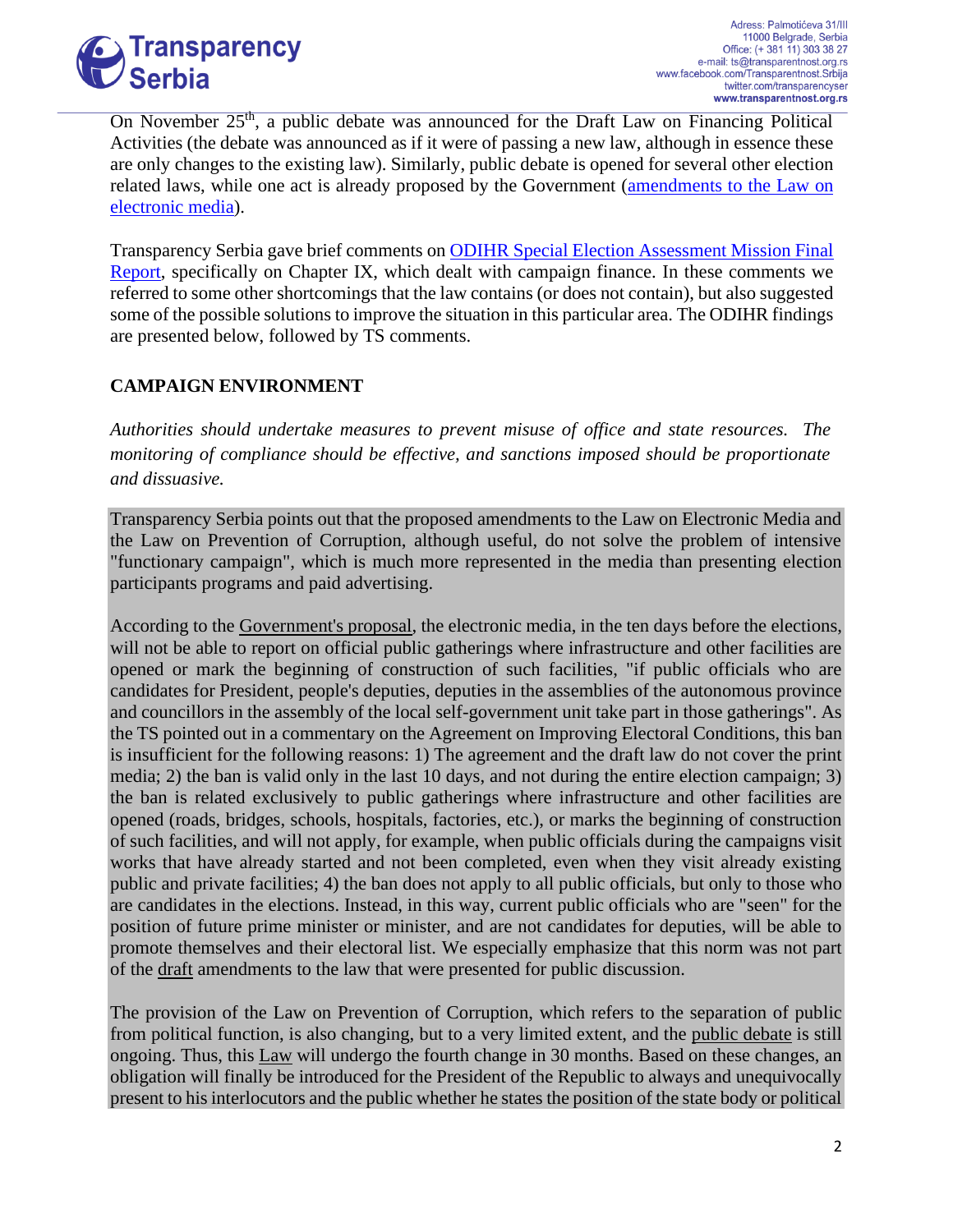On November 25th, a public debate was announced for the Draft Law on Financing Political Activities (the debate was announced as if it were of passing a new law, although in essence these are only changes to the existing law). Similarly, public debate is opened for several other election related laws, while one act is already proposed by the Government (amendments to the Law on electronic media).

Transparency Serbia gave brief comments on ODIHR Special Election Assessment Mission Final Report, specifically on Chapter IX, which dealt with campaign finance. In these comments we referred to some other shortcomings that the law contains (or does not contain), but also suggested some of the possible solutions to improve the situation in this particular area. The ODIHR findings are presented below, followed by TS comments.

## CAMPAIGN ENVIRONMENT

*Authorities should undertake measures to prevent misuse of office and state resources. The monitoring of compliance should be effective, and sanctions imposed should be proportionate and dissuasive.*

Transparency Serbia points out that the proposed amendments to the Law on Electronic Media and the Law on Prevention of Corruption, although useful, do not solve the problem of intensive "functionary campaign", which is much more represented in the media than presenting election participants programs and paid advertising.

According to the Government's proposal, the electronic media, in the ten days before the elections, will not be able to report on official public gatherings where infrastructure and other facilities are opened or mark the beginning of construction of such facilities, "if public officials who are candidates for President, people's deputies, deputies in the assemblies of the autonomous province and councillors in the assembly of the local self-government unit take part in those gatherings". As the TS pointed out in a commentary on the Agreement on Improving Electoral Conditions, this ban is insufficient for the following reasons: 1) The agreement and the draft law do not cover the print media; 2) the ban is valid only in the last 10 days, and not during the entire election campaign; 3) the ban is related exclusively to public gatherings where infrastructure and other facilities are opened (roads, bridges, schools, hospitals, factories, etc.), or marks the beginning of construction of such facilities, and will not apply, for example, when public officials during the campaigns visit works that have already started and not been completed, even when they visit already existing public and private facilities; 4) the ban does not apply to all public officials, but only to those who are candidates in the elections. Instead, in this way, current public officials who are "seen" for the position of future prime minister or minister, and are not candidates for deputies, will be able to promote themselves and their electoral list. We especially emphasize that this norm was not part of the draft amendments to the law that were presented for public discussion.

The provision of the Law on Prevention of Corruption, which refers to the separation of public from political function, is also changing, but to a very limited extent, and the public debate is still ongoing. Thus, this Law will undergo the fourth change in 30 months. Based on these changes, an obligation will finally be introduced for the President of the Republic to always and unequivocally present to his interlocutors and the public whether he states the position of the state body or political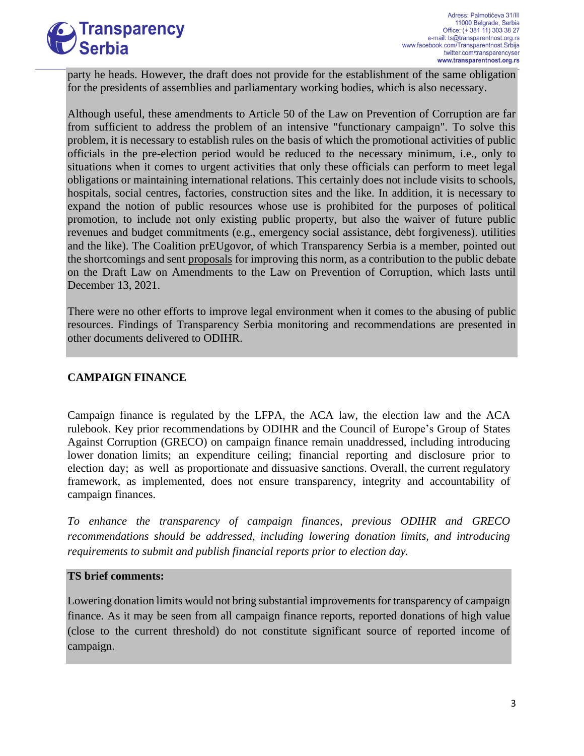party he heads. However, the draft does not provide for the establishment of the same obligation for the presidents of assemblies and parliamentary working bodies, which is also necessary.

Although useful, these amendments to Article 50 of the Law on Prevention of Corruption are far from sufficient to address the problem of an intensive "functionary campaign". To solve this problem, it is necessary to establish rules on the basis of which the promotional activities of public officials in the pre-election period would be reduced to the necessary minimum, i.e., only to situations when it comes to urgent activities that only these officials can perform to meet legal obligations or maintaining international relations. This certainly does not include visits to schools, hospitals, social centres, factories, construction sites and the like. In addition, it is necessary to expand the notion of public resources whose use is prohibited for the purposes of political promotion, to include not only existing public property, but also the waiver of future public revenues and budget commitments (e.g., emergency social assistance, debt forgiveness). utilities and the like). The Coalition prEUgovor, of which Transparency Serbia is a member, pointed out the shortcomings and sent proposals for improving this norm, as a contribution to the public debate on the Draft Law on Amendments to the Law on Prevention of Corruption, which lasts until December 13, 2021.

There were no other efforts to improve legal environment when it comes to the abusing of public resources. Findings of Transparency Serbia monitoring and recommendations are presented in other documents delivered to ODIHR.

## CAMPAIGN FINANCE

Campaign finance is regulated by the LFPA, the ACA law, the election law and the ACA rulebook. Key prior recommendations by ODIHR and the Council of Europe's Group of States Against Corruption (GRECO) on campaign finance remain unaddressed, including introducing lower donation limits; an expenditure ceiling; financial reporting and disclosure prior to election day; as well as proportionate and dissuasive sanctions. Overall, the current regulatory framework, as implemented, does not ensure transparency, integrity and accountability of campaign finances.

*To enhance the transparency of campaign finances, previous ODIHR and GRECO recommendations should be addressed, including lowering donation limits, and introducing requirements to submit and publish financial reports prior to election day.*

**TS brief comments:**

Lowering donation limits would not bring substantial improvements for transparency of campaign finance. As it may be seen from all campaign finance reports, reported donations of high value (close to the current threshold) do not constitute significant source of reported income of campaign.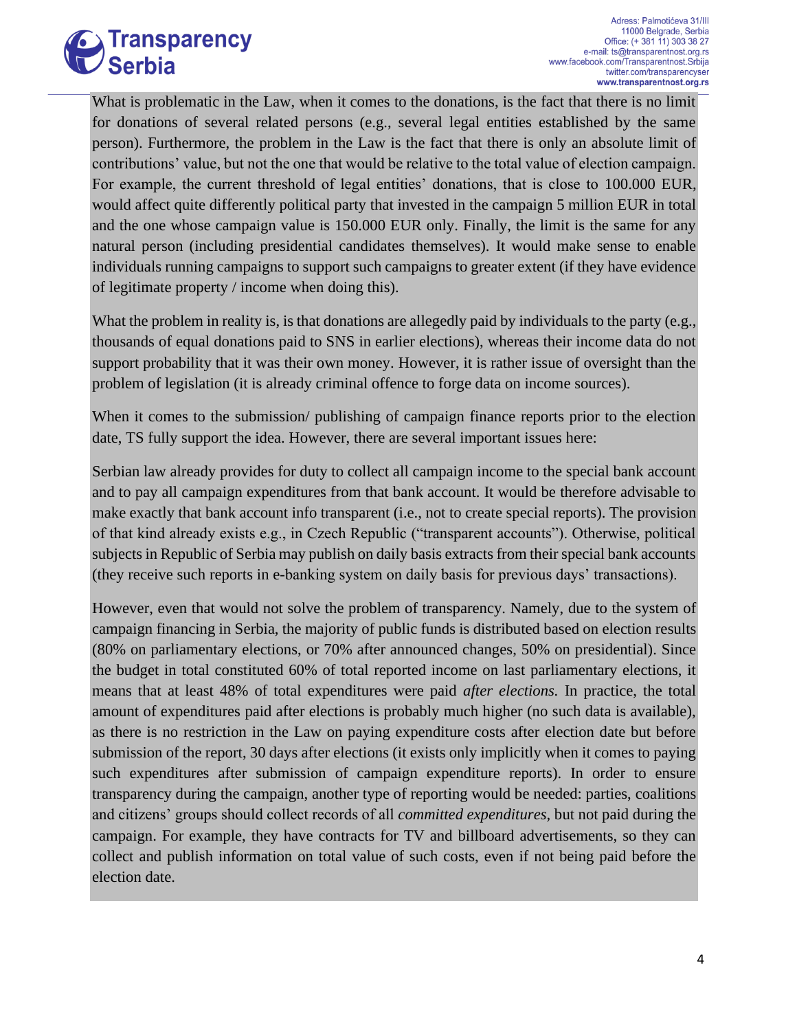What is problematic in the Law, when it comes to the donations, is the fact that there is no limit for donations of several related persons (e.g., several legal entities established by the same person). Furthermore, the problem in the Law is the fact that there is only an absolute limit of contributions' value, but not the one that would be relative to the total value of election campaign. For example, the current threshold of legal entities' donations, that is close to 100.000 EUR, would affect quite differently political party that invested in the campaign 5 million EUR in total and the one whose campaign value is 150.000 EUR only. Finally, the limit is the same for any natural person (including presidential candidates themselves). It would make sense to enable individuals running campaigns to support such campaigns to greater extent (if they have evidence of legitimate property / income when doing this).

What the problem in reality is, is that donations are allegedly paid by individuals to the party (e.g., thousands of equal donations paid to SNS in earlier elections), whereas their income data do not support probability that it was their own money. However, it is rather issue of oversight than the problem of legislation (it is already criminal offence to forge data on income sources).

When it comes to the submission/ publishing of campaign finance reports prior to the election date, TS fully support the idea. However, there are several important issues here:

Serbian law already provides for duty to collect all campaign income to the special bank account and to pay all campaign expenditures from that bank account. It would be therefore advisable to make exactly that bank account info transparent (i.e., not to create special reports). The provision of that kind already exists e.g., in Czech Republic ("transparent accounts"). Otherwise, political subjects in Republic of Serbia may publish on daily basis extracts from their special bank accounts (they receive such reports in e-banking system on daily basis for previous days' transactions).

However, even that would not solve the problem of transparency. Namely, due to the system of campaign financing in Serbia, the majority of public funds is distributed based on election results (80% on parliamentary elections, or 70% after announced changes, 50% on presidential). Since the budget in total constituted 60% of total reported income on last parliamentary elections, it means that at least 48% of total expenditures were paid *after elections.* In practice, the total amount of expenditures paid after elections is probably much higher (no such data is available), as there is no restriction in the Law on paying expenditure costs after election date but before submission of the report, 30 days after elections (it exists only implicitly when it comes to paying such expenditures after submission of campaign expenditure reports). In order to ensure transparency during the campaign, another type of reporting would be needed: parties, coalitions and citizens' groups should collect records of all *committed expenditures*, but not paid during the campaign. For example, they have contracts for TV and billboard advertisements, so they can collect and publish information on total value of such costs, even if not being paid before the election date.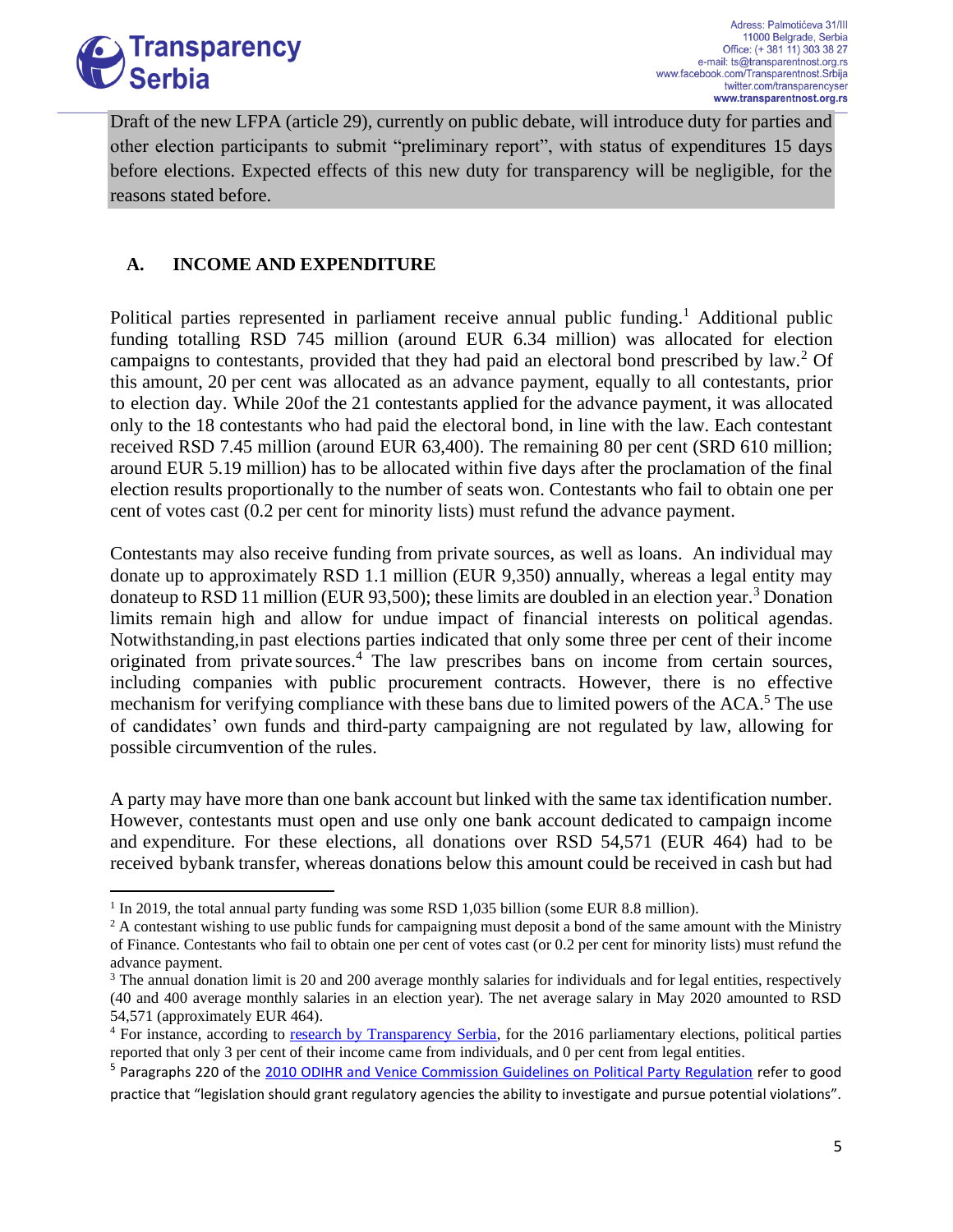Draft of the new LFPA (article 29), currently on public debate, will introduce duty for parties and other election participants to submit "preliminary report", with status of expenditures 15 days before elections. Expected effects of this new duty for transparency will be negligible, for the reasons stated before.

## A. INCOME AND EXPENDITURE

Political parties represented in parliament receive annual public funding.[1] Additional public funding totalling RSD 745 million (around EUR 6.34 million) was allocated for election campaigns to contestants, provided that they had paid an electoral bond prescribed by law.[2] Of this amount, 20 per cent was allocated as an advance payment, equally to all contestants, prior to election day. While 20of the 21 contestants applied for the advance payment, it was allocated only to the 18 contestants who had paid the electoral bond, in line with the law. Each contestant received RSD 7.45 million (around EUR 63,400). The remaining 80 per cent (SRD 610 million; around EUR 5.19 million) has to be allocated within five days after the proclamation of the final election results proportionally to the number of seats won. Contestants who fail to obtain one per cent of votes cast (0.2 per cent for minority lists) must refund the advance payment.

Contestants may also receive funding from private sources, as well as loans. An individual may donate up to approximately RSD 1.1 million (EUR 9,350) annually, whereas a legal entity may donateup to RSD 11 million (EUR 93,500); these limits are doubled in an election year.[3] Donation limits remain high and allow for undue impact of financial interests on political agendas. Notwithstanding,in past elections parties indicated that only some three per cent of their income originated from private sources.[4] The law prescribes bans on income from certain sources, including companies with public procurement contracts. However, there is no effective mechanism for verifying compliance with these bans due to limited powers of the ACA.[5] The use of candidates' own funds and third-party campaigning are not regulated by law, allowing for possible circumvention of the rules.

A party may have more than one bank account but linked with the same tax identification number. However, contestants must open and use only one bank account dedicated to campaign income and expenditure. For these elections, all donations over RSD 54,571 (EUR 464) had to be received bybank transfer, whereas donations below this amount could be received in cash but had

---

[1] In 2019, the total annual party funding was some RSD 1,035 billion (some EUR 8.8 million).

[2] A contestant wishing to use public funds for campaigning must deposit a bond of the same amount with the Ministry of Finance. Contestants who fail to obtain one per cent of votes cast (or 0.2 per cent for minority lists) must refund the advance payment.

[3] The annual donation limit is 20 and 200 average monthly salaries for individuals and for legal entities, respectively (40 and 400 average monthly salaries in an election year). The net average salary in May 2020 amounted to RSD 54,571 (approximately EUR 464).

[4] For instance, according to research by Transparency Serbia, for the 2016 parliamentary elections, political parties reported that only 3 per cent of their income came from individuals, and 0 per cent from legal entities.

[5] Paragraphs 220 of the 2010 ODIHR and Venice Commission Guidelines on Political Party Regulation refer to good practice that "legislation should grant regulatory agencies the ability to investigate and pursue potential violations".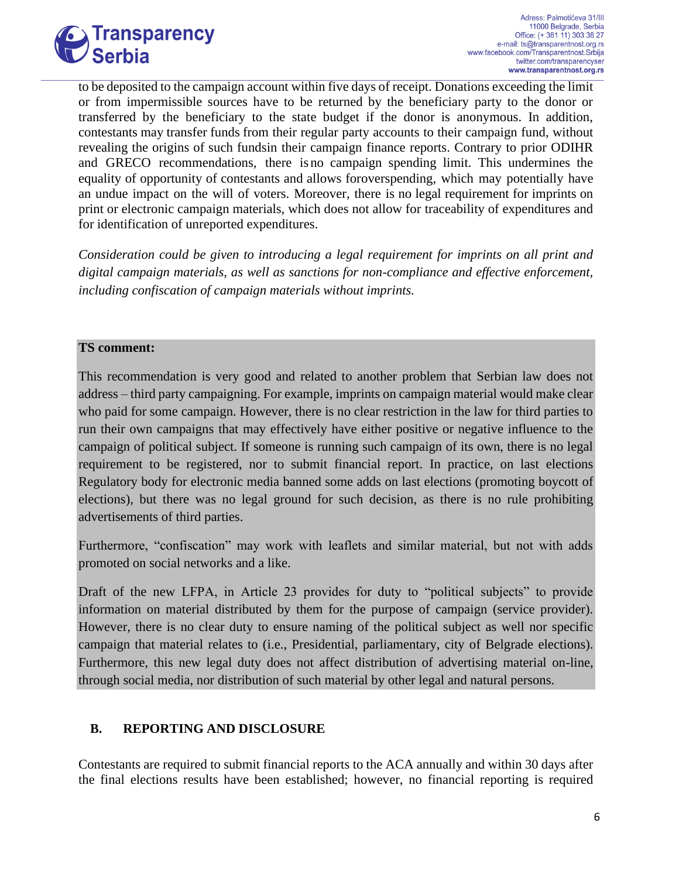to be deposited to the campaign account within five days of receipt. Donations exceeding the limit or from impermissible sources have to be returned by the beneficiary party to the donor or transferred by the beneficiary to the state budget if the donor is anonymous. In addition, contestants may transfer funds from their regular party accounts to their campaign fund, without revealing the origins of such fundsin their campaign finance reports. Contrary to prior ODIHR and GRECO recommendations, there isno campaign spending limit. This undermines the equality of opportunity of contestants and allows foroverspending, which may potentially have an undue impact on the will of voters. Moreover, there is no legal requirement for imprints on print or electronic campaign materials, which does not allow for traceability of expenditures and for identification of unreported expenditures.

*Consideration could be given to introducing a legal requirement for imprints on all print and digital campaign materials, as well as sanctions for non-compliance and effective enforcement, including confiscation of campaign materials without imprints.*

**TS comment:**

This recommendation is very good and related to another problem that Serbian law does not address – third party campaigning. For example, imprints on campaign material would make clear who paid for some campaign. However, there is no clear restriction in the law for third parties to run their own campaigns that may effectively have either positive or negative influence to the campaign of political subject. If someone is running such campaign of its own, there is no legal requirement to be registered, nor to submit financial report. In practice, on last elections Regulatory body for electronic media banned some adds on last elections (promoting boycott of elections), but there was no legal ground for such decision, as there is no rule prohibiting advertisements of third parties.

Furthermore, "confiscation" may work with leaflets and similar material, but not with adds promoted on social networks and a like.

Draft of the new LFPA, in Article 23 provides for duty to "political subjects" to provide information on material distributed by them for the purpose of campaign (service provider). However, there is no clear duty to ensure naming of the political subject as well nor specific campaign that material relates to (i.e., Presidential, parliamentary, city of Belgrade elections). Furthermore, this new legal duty does not affect distribution of advertising material on-line, through social media, nor distribution of such material by other legal and natural persons.

## B. REPORTING AND DISCLOSURE

Contestants are required to submit financial reports to the ACA annually and within 30 days after the final elections results have been established; however, no financial reporting is required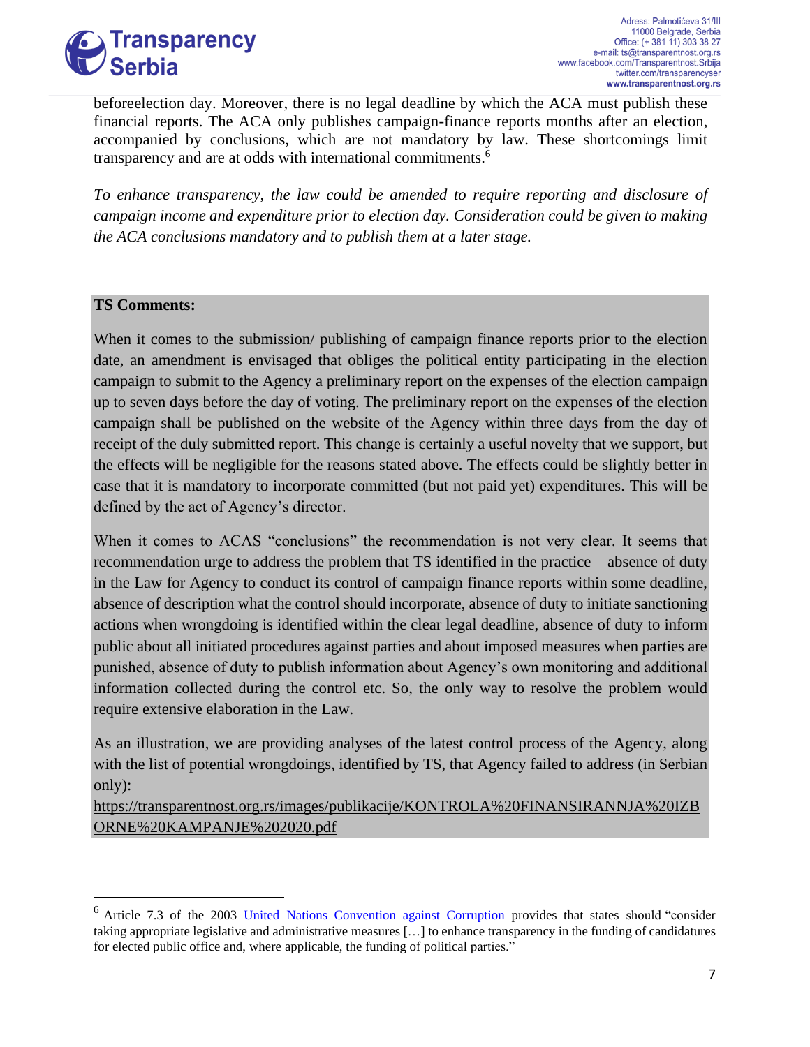beforeelection day. Moreover, there is no legal deadline by which the ACA must publish these financial reports. The ACA only publishes campaign-finance reports months after an election, accompanied by conclusions, which are not mandatory by law. These shortcomings limit transparency and are at odds with international commitments.[6]

*To enhance transparency, the law could be amended to require reporting and disclosure of campaign income and expenditure prior to election day. Consideration could be given to making the ACA conclusions mandatory and to publish them at a later stage.*

**TS Comments:**

When it comes to the submission/ publishing of campaign finance reports prior to the election date, an amendment is envisaged that obliges the political entity participating in the election campaign to submit to the Agency a preliminary report on the expenses of the election campaign up to seven days before the day of voting. The preliminary report on the expenses of the election campaign shall be published on the website of the Agency within three days from the day of receipt of the duly submitted report. This change is certainly a useful novelty that we support, but the effects will be negligible for the reasons stated above. The effects could be slightly better in case that it is mandatory to incorporate committed (but not paid yet) expenditures. This will be defined by the act of Agency's director.

When it comes to ACAS "conclusions" the recommendation is not very clear. It seems that recommendation urge to address the problem that TS identified in the practice – absence of duty in the Law for Agency to conduct its control of campaign finance reports within some deadline, absence of description what the control should incorporate, absence of duty to initiate sanctioning actions when wrongdoing is identified within the clear legal deadline, absence of duty to inform public about all initiated procedures against parties and about imposed measures when parties are punished, absence of duty to publish information about Agency's own monitoring and additional information collected during the control etc. So, the only way to resolve the problem would require extensive elaboration in the Law.

As an illustration, we are providing analyses of the latest control process of the Agency, along with the list of potential wrongdoings, identified by TS, that Agency failed to address (in Serbian only):
https://transparentnost.org.rs/images/publikacije/KONTROLA%20FINANSIRANNJA%20IZBORNE%20KAMPANJE%202020.pdf

---

[6] Article 7.3 of the 2003 United Nations Convention against Corruption provides that states should "consider taking appropriate legislative and administrative measures […] to enhance transparency in the funding of candidatures for elected public office and, where applicable, the funding of political parties."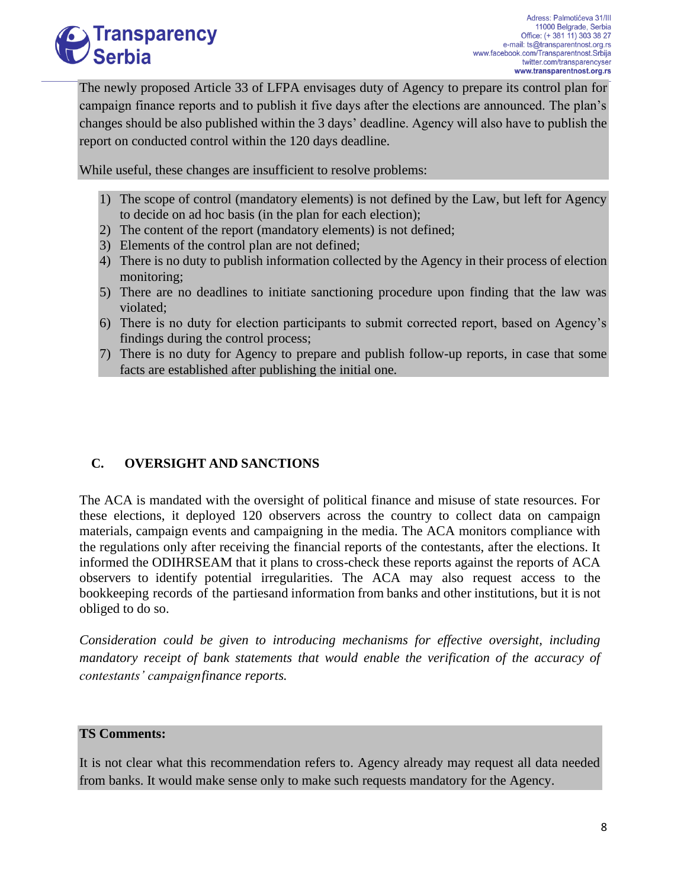The newly proposed Article 33 of LFPA envisages duty of Agency to prepare its control plan for campaign finance reports and to publish it five days after the elections are announced. The plan's changes should be also published within the 3 days' deadline. Agency will also have to publish the report on conducted control within the 120 days deadline.

While useful, these changes are insufficient to resolve problems:

1) The scope of control (mandatory elements) is not defined by the Law, but left for Agency to decide on ad hoc basis (in the plan for each election);
2) The content of the report (mandatory elements) is not defined;
3) Elements of the control plan are not defined;
4) There is no duty to publish information collected by the Agency in their process of election monitoring;
5) There are no deadlines to initiate sanctioning procedure upon finding that the law was violated;
6) There is no duty for election participants to submit corrected report, based on Agency's findings during the control process;
7) There is no duty for Agency to prepare and publish follow-up reports, in case that some facts are established after publishing the initial one.

## C. OVERSIGHT AND SANCTIONS

The ACA is mandated with the oversight of political finance and misuse of state resources. For these elections, it deployed 120 observers across the country to collect data on campaign materials, campaign events and campaigning in the media. The ACA monitors compliance with the regulations only after receiving the financial reports of the contestants, after the elections. It informed the ODIHRSEAM that it plans to cross-check these reports against the reports of ACA observers to identify potential irregularities. The ACA may also request access to the bookkeeping records of the partiesand information from banks and other institutions, but it is not obliged to do so.

*Consideration could be given to introducing mechanisms for effective oversight, including mandatory receipt of bank statements that would enable the verification of the accuracy of contestants' campaignfinance reports.*

**TS Comments:**

It is not clear what this recommendation refers to. Agency already may request all data needed from banks. It would make sense only to make such requests mandatory for the Agency.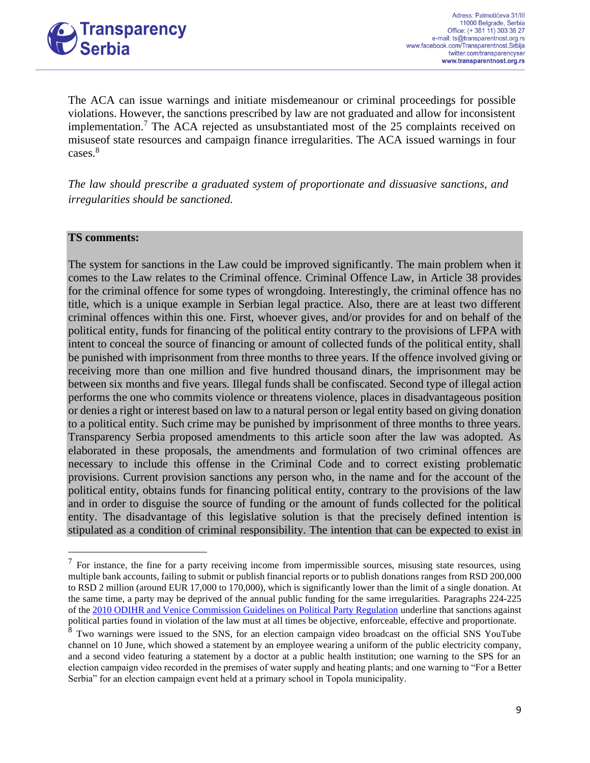The ACA can issue warnings and initiate misdemeanour or criminal proceedings for possible violations. However, the sanctions prescribed by law are not graduated and allow for inconsistent implementation.[7] The ACA rejected as unsubstantiated most of the 25 complaints received on misuseof state resources and campaign finance irregularities. The ACA issued warnings in four cases.[8]

*The law should prescribe a graduated system of proportionate and dissuasive sanctions, and irregularities should be sanctioned.*

**TS comments:**

The system for sanctions in the Law could be improved significantly. The main problem when it comes to the Law relates to the Criminal offence. Criminal Offence Law, in Article 38 provides for the criminal offence for some types of wrongdoing. Interestingly, the criminal offence has no title, which is a unique example in Serbian legal practice. Also, there are at least two different criminal offences within this one. First, whoever gives, and/or provides for and on behalf of the political entity, funds for financing of the political entity contrary to the provisions of LFPA with intent to conceal the source of financing or amount of collected funds of the political entity, shall be punished with imprisonment from three months to three years. If the offence involved giving or receiving more than one million and five hundred thousand dinars, the imprisonment may be between six months and five years. Illegal funds shall be confiscated. Second type of illegal action performs the one who commits violence or threatens violence, places in disadvantageous position or denies a right or interest based on law to a natural person or legal entity based on giving donation to a political entity. Such crime may be punished by imprisonment of three months to three years. Transparency Serbia proposed amendments to this article soon after the law was adopted. As elaborated in these proposals, the amendments and formulation of two criminal offences are necessary to include this offense in the Criminal Code and to correct existing problematic provisions. Current provision sanctions any person who, in the name and for the account of the political entity, obtains funds for financing political entity, contrary to the provisions of the law and in order to disguise the source of funding or the amount of funds collected for the political entity. The disadvantage of this legislative solution is that the precisely defined intention is stipulated as a condition of criminal responsibility. The intention that can be expected to exist in

---

[7] For instance, the fine for a party receiving income from impermissible sources, misusing state resources, using multiple bank accounts, failing to submit or publish financial reports or to publish donations ranges from RSD 200,000 to RSD 2 million (around EUR 17,000 to 170,000), which is significantly lower than the limit of a single donation. At the same time, a party may be deprived of the annual public funding for the same irregularities. Paragraphs 224-225 of the 2010 ODIHR and Venice Commission Guidelines on Political Party Regulation underline that sanctions against political parties found in violation of the law must at all times be objective, enforceable, effective and proportionate.

[8] Two warnings were issued to the SNS, for an election campaign video broadcast on the official SNS YouTube channel on 10 June, which showed a statement by an employee wearing a uniform of the public electricity company, and a second video featuring a statement by a doctor at a public health institution; one warning to the SPS for an election campaign video recorded in the premises of water supply and heating plants; and one warning to "For a Better Serbia" for an election campaign event held at a primary school in Topola municipality.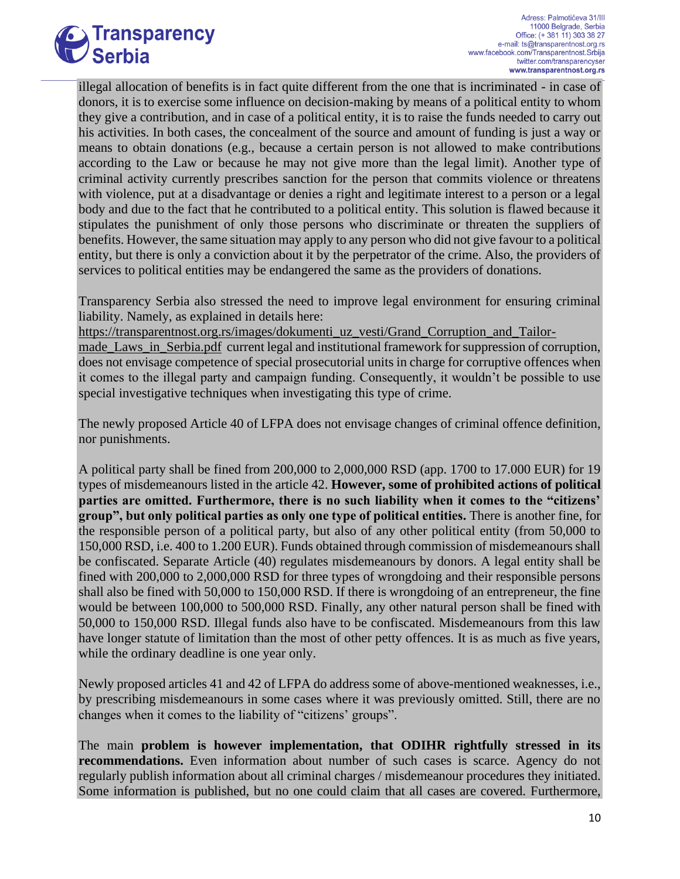illegal allocation of benefits is in fact quite different from the one that is incriminated - in case of donors, it is to exercise some influence on decision-making by means of a political entity to whom they give a contribution, and in case of a political entity, it is to raise the funds needed to carry out his activities. In both cases, the concealment of the source and amount of funding is just a way or means to obtain donations (e.g., because a certain person is not allowed to make contributions according to the Law or because he may not give more than the legal limit). Another type of criminal activity currently prescribes sanction for the person that commits violence or threatens with violence, put at a disadvantage or denies a right and legitimate interest to a person or a legal body and due to the fact that he contributed to a political entity. This solution is flawed because it stipulates the punishment of only those persons who discriminate or threaten the suppliers of benefits. However, the same situation may apply to any person who did not give favour to a political entity, but there is only a conviction about it by the perpetrator of the crime. Also, the providers of services to political entities may be endangered the same as the providers of donations.

Transparency Serbia also stressed the need to improve legal environment for ensuring criminal liability. Namely, as explained in details here: https://transparentnost.org.rs/images/dokumenti_uz_vesti/Grand_Corruption_and_Tailor-made_Laws_in_Serbia.pdf current legal and institutional framework for suppression of corruption, does not envisage competence of special prosecutorial units in charge for corruptive offences when it comes to the illegal party and campaign funding. Consequently, it wouldn't be possible to use special investigative techniques when investigating this type of crime.

The newly proposed Article 40 of LFPA does not envisage changes of criminal offence definition, nor punishments.

A political party shall be fined from 200,000 to 2,000,000 RSD (app. 1700 to 17.000 EUR) for 19 types of misdemeanours listed in the article 42. **However, some of prohibited actions of political parties are omitted. Furthermore, there is no such liability when it comes to the "citizens' group", but only political parties as only one type of political entities.** There is another fine, for the responsible person of a political party, but also of any other political entity (from 50,000 to 150,000 RSD, i.e. 400 to 1.200 EUR). Funds obtained through commission of misdemeanours shall be confiscated. Separate Article (40) regulates misdemeanours by donors. A legal entity shall be fined with 200,000 to 2,000,000 RSD for three types of wrongdoing and their responsible persons shall also be fined with 50,000 to 150,000 RSD. If there is wrongdoing of an entrepreneur, the fine would be between 100,000 to 500,000 RSD. Finally, any other natural person shall be fined with 50,000 to 150,000 RSD. Illegal funds also have to be confiscated. Misdemeanours from this law have longer statute of limitation than the most of other petty offences. It is as much as five years, while the ordinary deadline is one year only.

Newly proposed articles 41 and 42 of LFPA do address some of above-mentioned weaknesses, i.e., by prescribing misdemeanours in some cases where it was previously omitted. Still, there are no changes when it comes to the liability of "citizens' groups".

The main **problem is however implementation, that ODIHR rightfully stressed in its recommendations.** Even information about number of such cases is scarce. Agency do not regularly publish information about all criminal charges / misdemeanour procedures they initiated. Some information is published, but no one could claim that all cases are covered. Furthermore,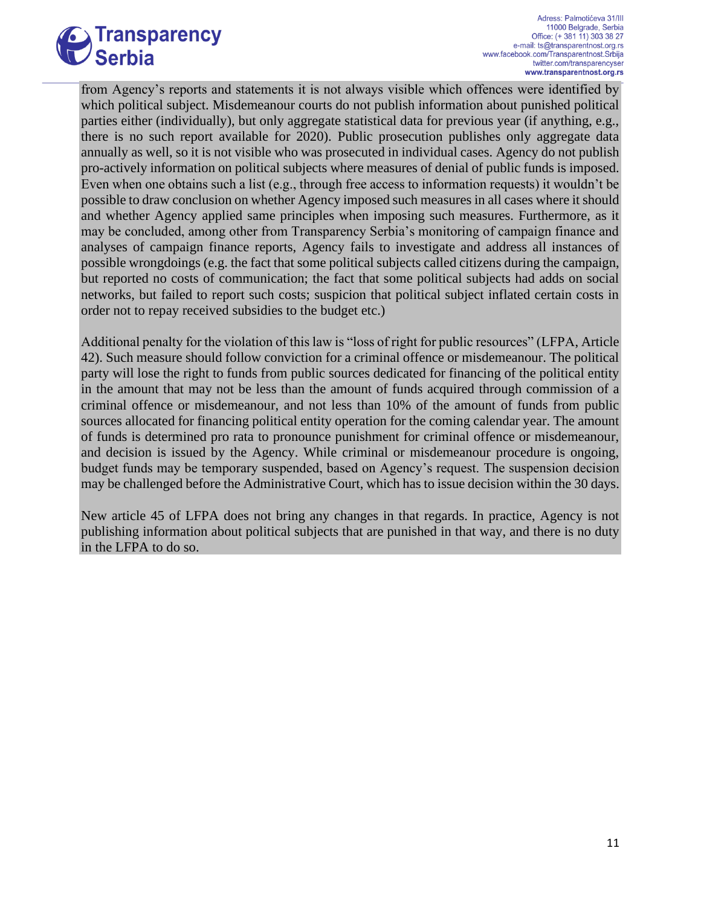from Agency's reports and statements it is not always visible which offences were identified by which political subject. Misdemeanour courts do not publish information about punished political parties either (individually), but only aggregate statistical data for previous year (if anything, e.g., there is no such report available for 2020). Public prosecution publishes only aggregate data annually as well, so it is not visible who was prosecuted in individual cases. Agency do not publish pro-actively information on political subjects where measures of denial of public funds is imposed. Even when one obtains such a list (e.g., through free access to information requests) it wouldn't be possible to draw conclusion on whether Agency imposed such measures in all cases where it should and whether Agency applied same principles when imposing such measures. Furthermore, as it may be concluded, among other from Transparency Serbia's monitoring of campaign finance and analyses of campaign finance reports, Agency fails to investigate and address all instances of possible wrongdoings (e.g. the fact that some political subjects called citizens during the campaign, but reported no costs of communication; the fact that some political subjects had adds on social networks, but failed to report such costs; suspicion that political subject inflated certain costs in order not to repay received subsidies to the budget etc.)

Additional penalty for the violation of this law is "loss of right for public resources" (LFPA, Article 42). Such measure should follow conviction for a criminal offence or misdemeanour. The political party will lose the right to funds from public sources dedicated for financing of the political entity in the amount that may not be less than the amount of funds acquired through commission of a criminal offence or misdemeanour, and not less than 10% of the amount of funds from public sources allocated for financing political entity operation for the coming calendar year. The amount of funds is determined pro rata to pronounce punishment for criminal offence or misdemeanour, and decision is issued by the Agency. While criminal or misdemeanour procedure is ongoing, budget funds may be temporary suspended, based on Agency's request. The suspension decision may be challenged before the Administrative Court, which has to issue decision within the 30 days.

New article 45 of LFPA does not bring any changes in that regards. In practice, Agency is not publishing information about political subjects that are punished in that way, and there is no duty in the LFPA to do so.